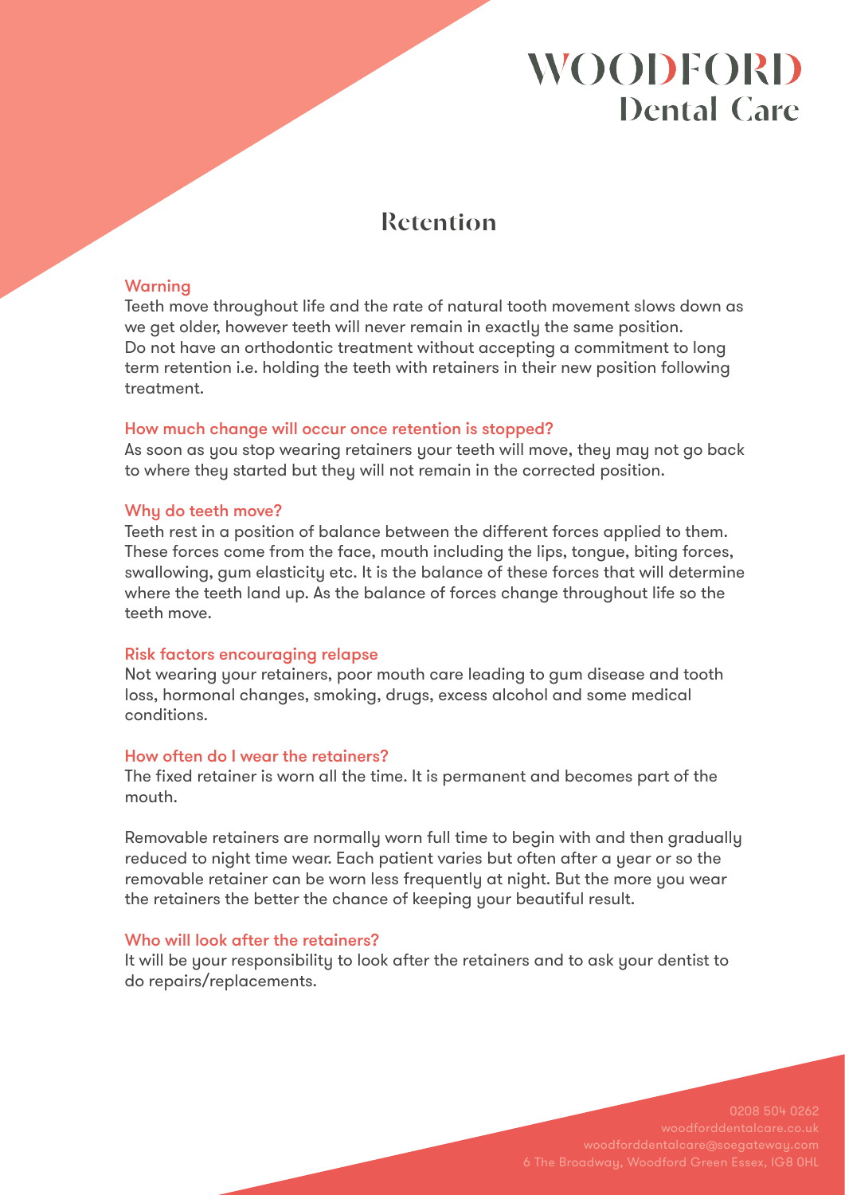# WOODFORD
## Dental Care

## Retention

### Warning

Teeth move throughout life and the rate of natural tooth movement slows down as we get older, however teeth will never remain in exactly the same position. Do not have an orthodontic treatment without accepting a commitment to long term retention i.e. holding the teeth with retainers in their new position following treatment.

### How much change will occur once retention is stopped?

As soon as you stop wearing retainers your teeth will move, they may not go back to where they started but they will not remain in the corrected position.

### Why do teeth move?

Teeth rest in a position of balance between the different forces applied to them. These forces come from the face, mouth including the lips, tongue, biting forces, swallowing, gum elasticity etc. It is the balance of these forces that will determine where the teeth land up. As the balance of forces change throughout life so the teeth move.

### Risk factors encouraging relapse

Not wearing your retainers, poor mouth care leading to gum disease and tooth loss, hormonal changes, smoking, drugs, excess alcohol and some medical conditions.

### How often do I wear the retainers?

The fixed retainer is worn all the time. It is permanent and becomes part of the mouth.

Removable retainers are normally worn full time to begin with and then gradually reduced to night time wear. Each patient varies but often after a year or so the removable retainer can be worn less frequently at night. But the more you wear the retainers the better the chance of keeping your beautiful result.

### Who will look after the retainers?

It will be your responsibility to look after the retainers and to ask your dentist to do repairs/replacements.

0208 504 0262
woodforddentalcare.co.uk
woodforddentalcare@soegateway.com
6 The Broadway, Woodford Green Essex, IG8 0HL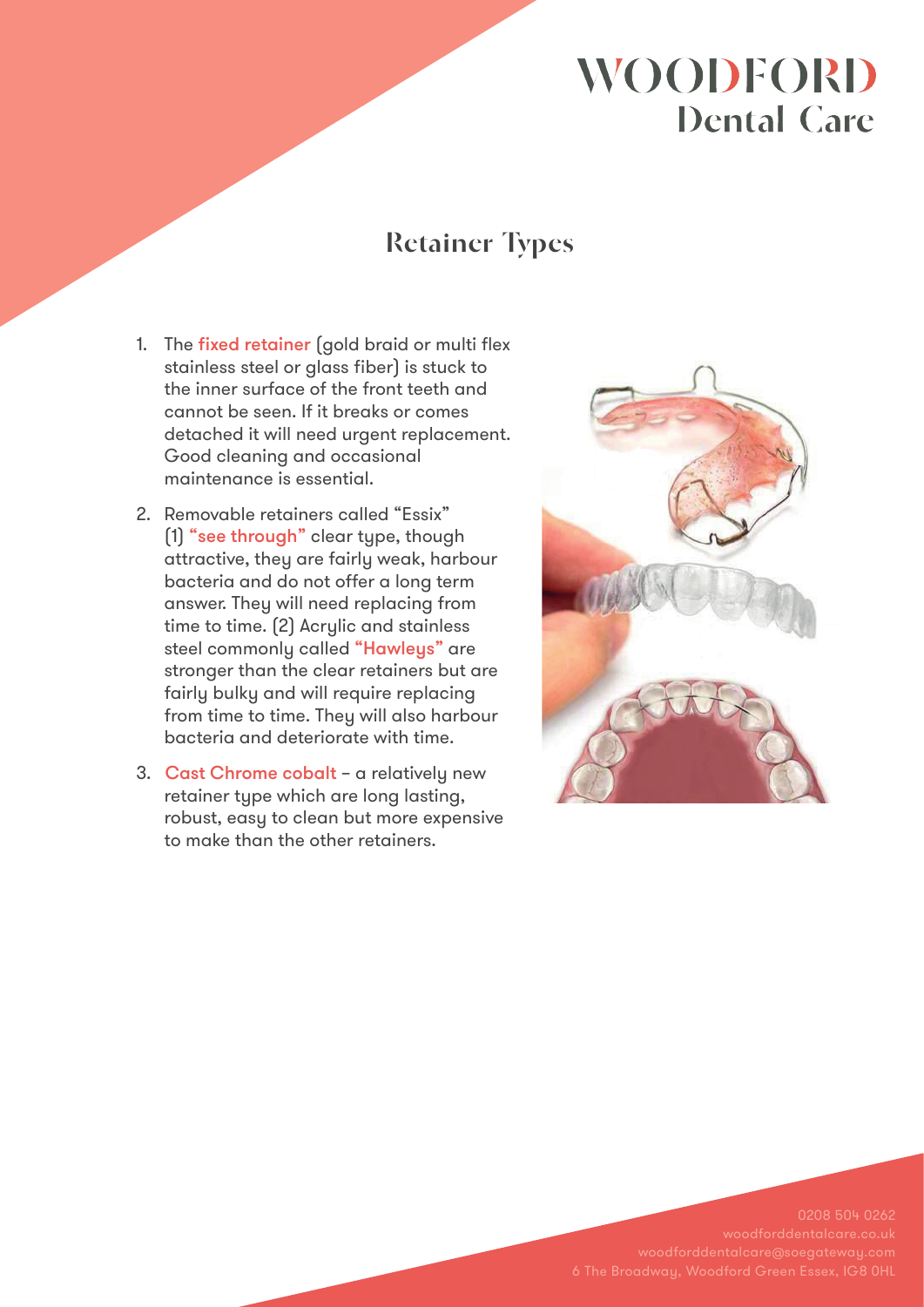# WOODFORD Dental Care

## Retainer Types

1. The fixed retainer (gold braid or multi flex stainless steel or glass fiber) is stuck to the inner surface of the front teeth and cannot be seen. If it breaks or comes detached it will need urgent replacement. Good cleaning and occasional maintenance is essential.
2. Removable retainers called "Essix" (1) "see through" clear type, though attractive, they are fairly weak, harbour bacteria and do not offer a long term answer. They will need replacing from time to time. (2) Acrylic and stainless steel commonly called "Hawleys" are stronger than the clear retainers but are fairly bulky and will require replacing from time to time. They will also harbour bacteria and deteriorate with time.
3. Cast Chrome cobalt – a relatively new retainer type which are long lasting, robust, easy to clean but more expensive to make than the other retainers.

0208 504 0262
woodforddentalcare.co.uk
woodforddentalcare@soegateway.com
6 The Broadway, Woodford Green Essex, IG8 0HL